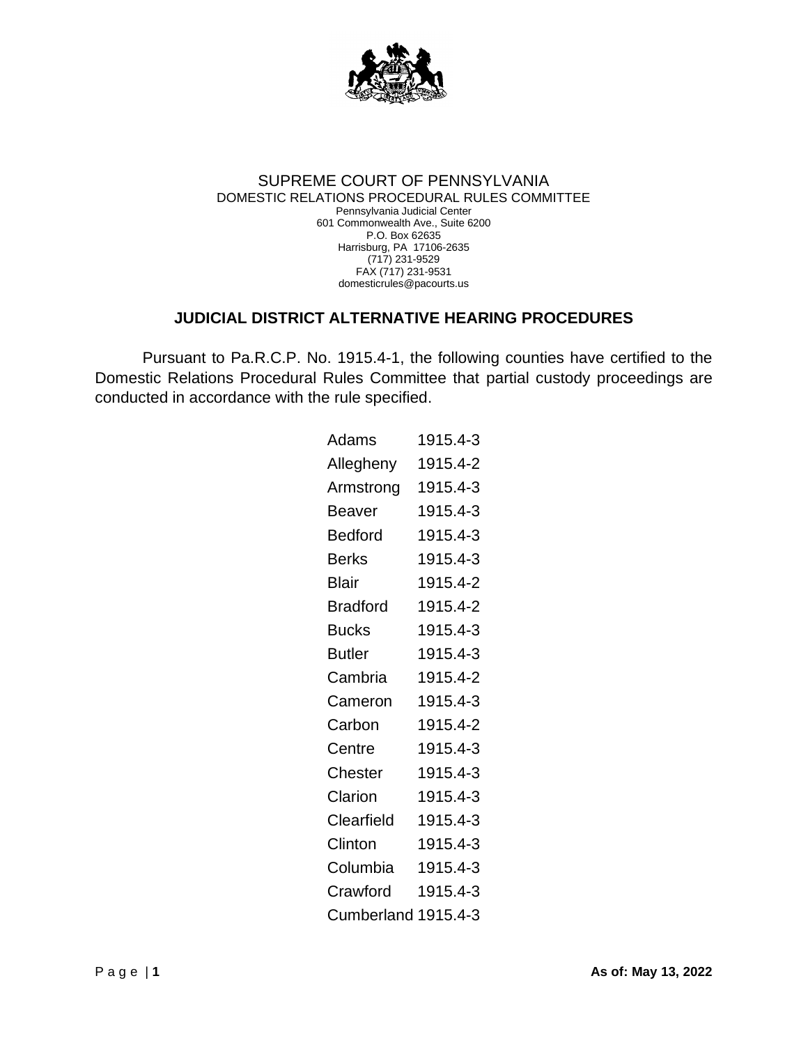SUPREME COURT OF PENNSYLVANIA
DOMESTIC RELATIONS PROCEDURAL RULES COMMITTEE
Pennsylvania Judicial Center
601 Commonwealth Ave., Suite 6200
P.O. Box 62635
Harrisburg, PA 17106-2635
(717) 231-9529
FAX (717) 231-9531
domesticrules@pacourts.us

## JUDICIAL DISTRICT ALTERNATIVE HEARING PROCEDURES

Pursuant to Pa.R.C.P. No. 1915.4-1, the following counties have certified to the Domestic Relations Procedural Rules Committee that partial custody proceedings are conducted in accordance with the rule specified.

| | |
|---|---|
| Adams | 1915.4-3 |
| Allegheny | 1915.4-2 |
| Armstrong | 1915.4-3 |
| Beaver | 1915.4-3 |
| Bedford | 1915.4-3 |
| Berks | 1915.4-3 |
| Blair | 1915.4-2 |
| Bradford | 1915.4-2 |
| Bucks | 1915.4-3 |
| Butler | 1915.4-3 |
| Cambria | 1915.4-2 |
| Cameron | 1915.4-3 |
| Carbon | 1915.4-2 |
| Centre | 1915.4-3 |
| Chester | 1915.4-3 |
| Clarion | 1915.4-3 |
| Clearfield | 1915.4-3 |
| Clinton | 1915.4-3 |
| Columbia | 1915.4-3 |
| Crawford | 1915.4-3 |
| Cumberland | 1915.4-3 |

**As of: May 13, 2022**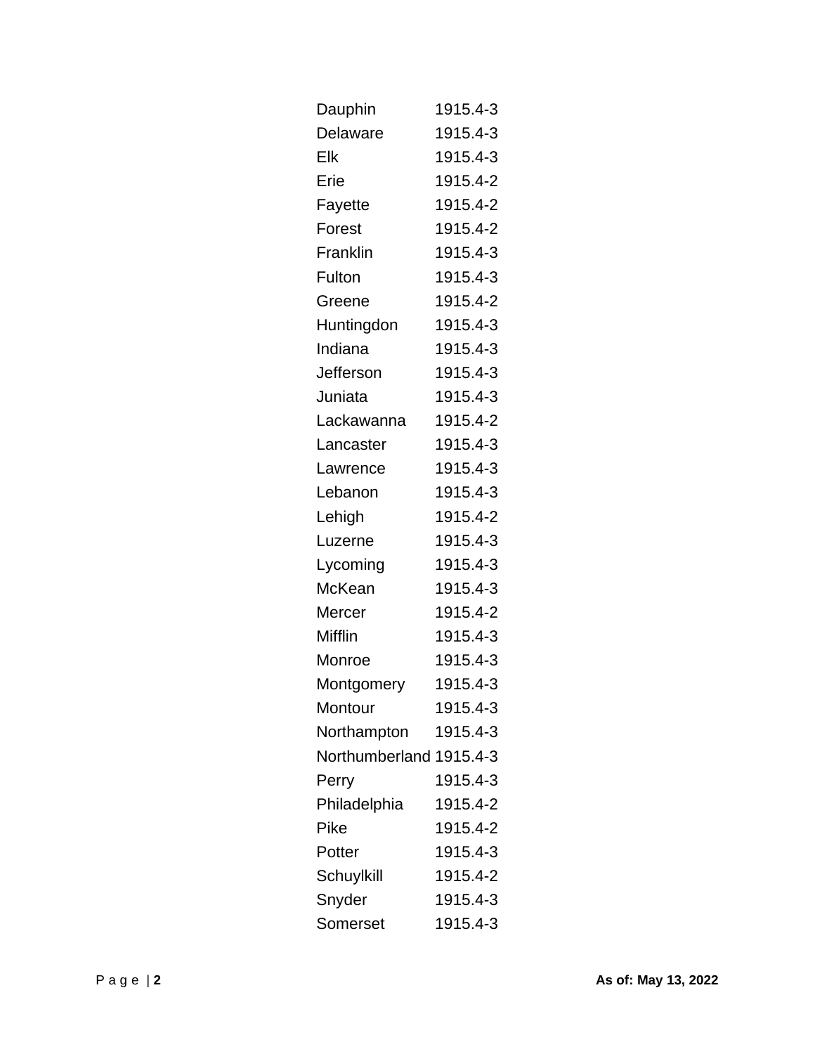| | |
|---|---|
| Dauphin | 1915.4-3 |
| Delaware | 1915.4-3 |
| Elk | 1915.4-3 |
| Erie | 1915.4-2 |
| Fayette | 1915.4-2 |
| Forest | 1915.4-2 |
| Franklin | 1915.4-3 |
| Fulton | 1915.4-3 |
| Greene | 1915.4-2 |
| Huntingdon | 1915.4-3 |
| Indiana | 1915.4-3 |
| Jefferson | 1915.4-3 |
| Juniata | 1915.4-3 |
| Lackawanna | 1915.4-2 |
| Lancaster | 1915.4-3 |
| Lawrence | 1915.4-3 |
| Lebanon | 1915.4-3 |
| Lehigh | 1915.4-2 |
| Luzerne | 1915.4-3 |
| Lycoming | 1915.4-3 |
| McKean | 1915.4-3 |
| Mercer | 1915.4-2 |
| Mifflin | 1915.4-3 |
| Monroe | 1915.4-3 |
| Montgomery | 1915.4-3 |
| Montour | 1915.4-3 |
| Northampton | 1915.4-3 |
| Northumberland | 1915.4-3 |
| Perry | 1915.4-3 |
| Philadelphia | 1915.4-2 |
| Pike | 1915.4-2 |
| Potter | 1915.4-3 |
| Schuylkill | 1915.4-2 |
| Snyder | 1915.4-3 |
| Somerset | 1915.4-3 |

**As of: May 13, 2022**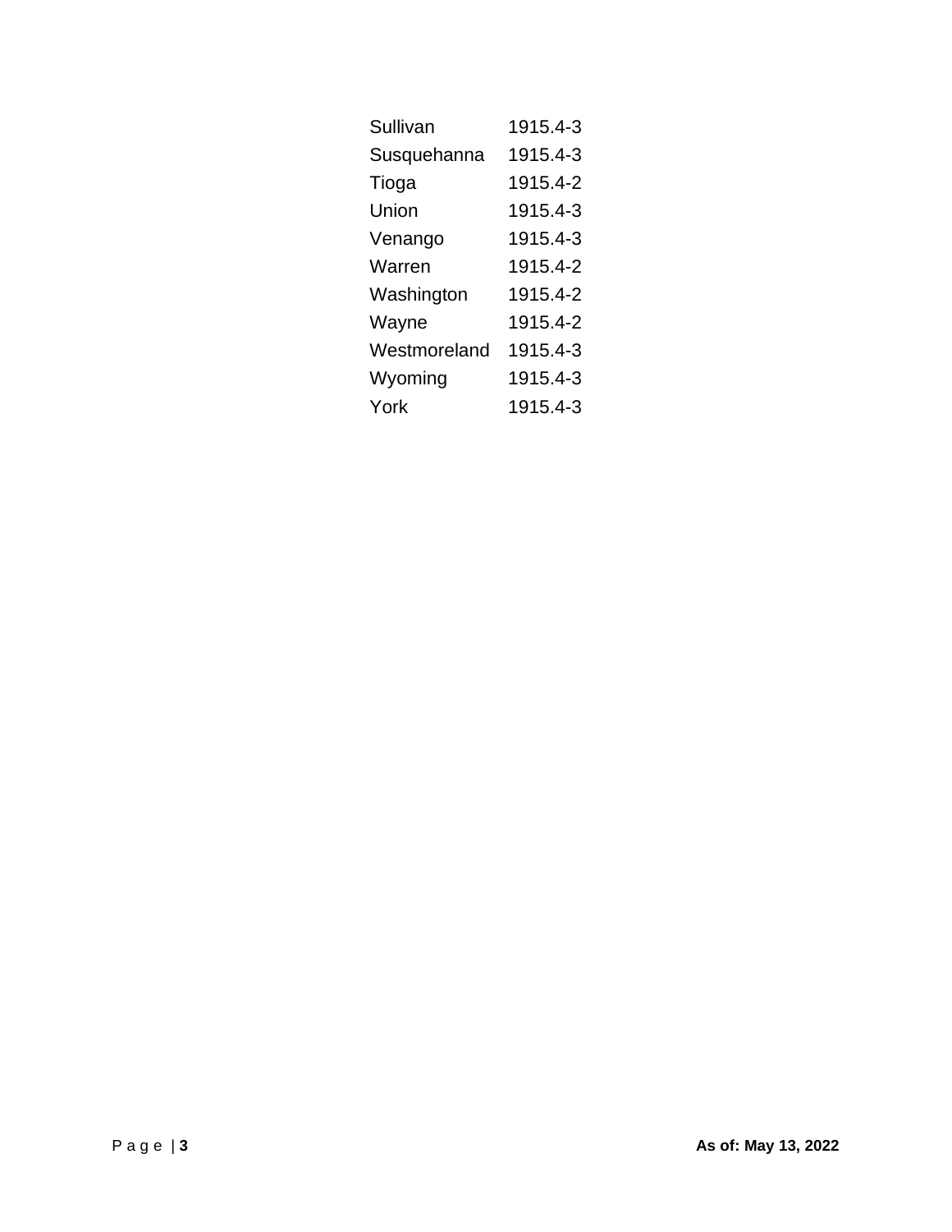| | |
|---|---|
| Sullivan | 1915.4-3 |
| Susquehanna | 1915.4-3 |
| Tioga | 1915.4-2 |
| Union | 1915.4-3 |
| Venango | 1915.4-3 |
| Warren | 1915.4-2 |
| Washington | 1915.4-2 |
| Wayne | 1915.4-2 |
| Westmoreland | 1915.4-3 |
| Wyoming | 1915.4-3 |
| York | 1915.4-3 |